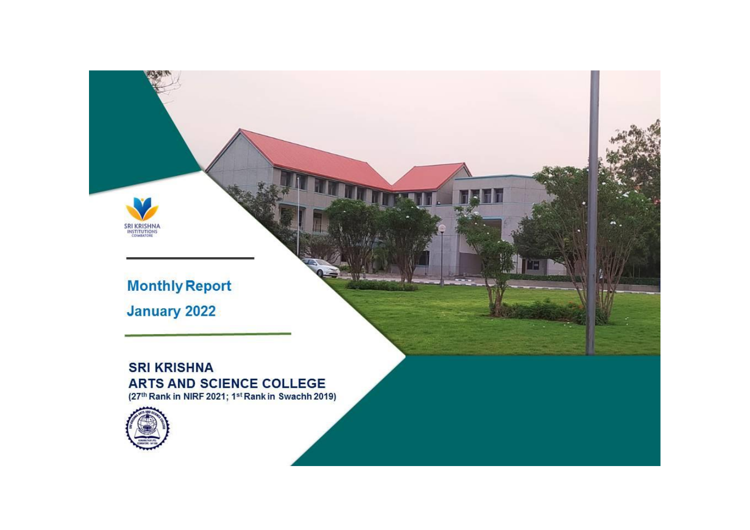SRI KRISHNA INSTITUTIONS COIMBATORE

# Monthly Report

## January 2022

**SRI KRISHNA ARTS AND SCIENCE COLLEGE**

**(27th Rank in NIRF 2021; 1st Rank in Swachh 2019)**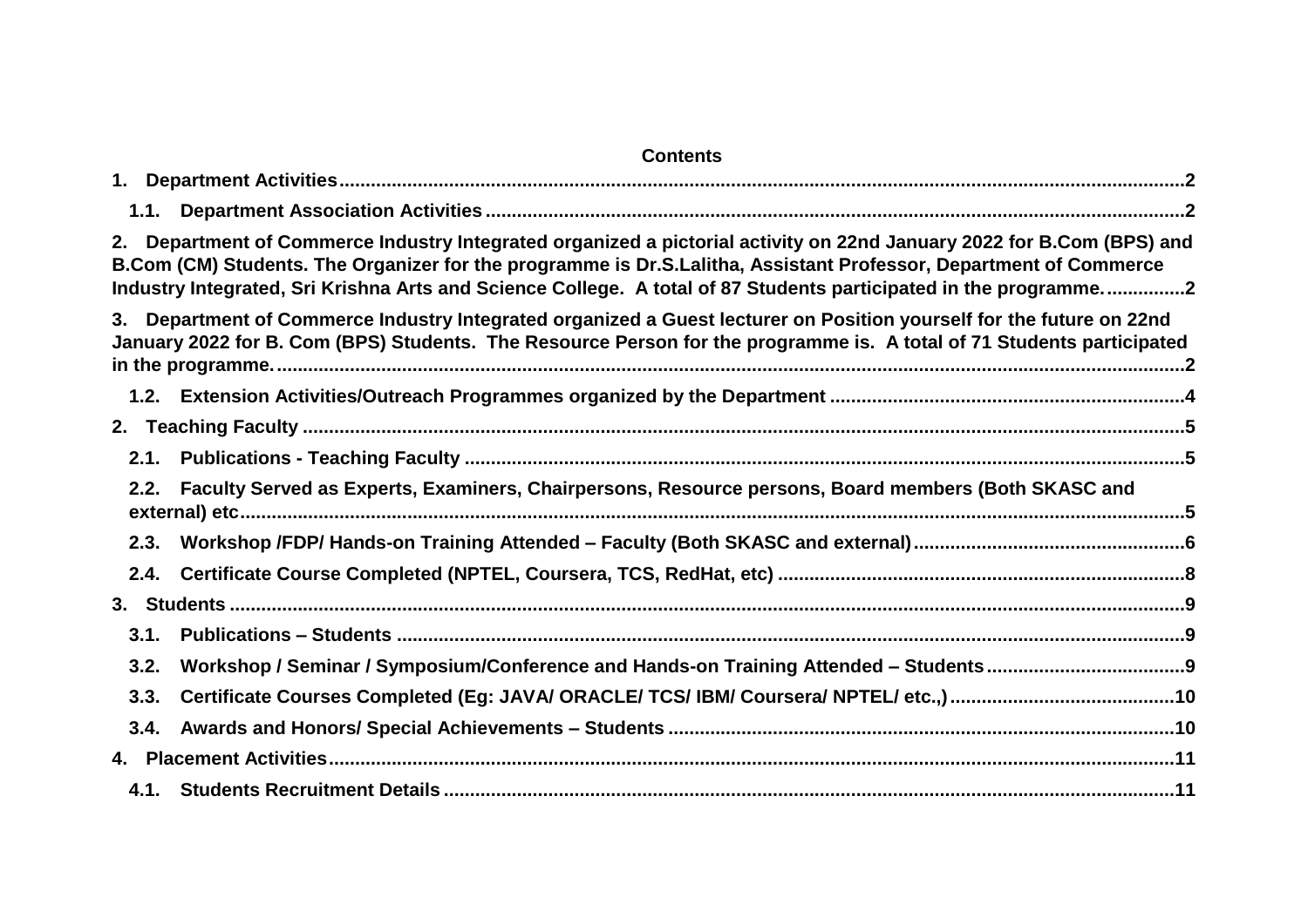**Contents**

1. Department Activities......2
   - 1.1. Department Association Activities......2

2. Department of Commerce Industry Integrated organized a pictorial activity on 22nd January 2022 for B.Com (BPS) and B.Com (CM) Students. The Organizer for the programme is Dr.S.Lalitha, Assistant Professor, Department of Commerce Industry Integrated, Sri Krishna Arts and Science College. A total of 87 Students participated in the programme......2

3. Department of Commerce Industry Integrated organized a Guest lecturer on Position yourself for the future on 22nd January 2022 for B. Com (BPS) Students. The Resource Person for the programme is. A total of 71 Students participated in the programme......2
   - 1.2. Extension Activities/Outreach Programmes organized by the Department......4

2. Teaching Faculty......5
   - 2.1. Publications - Teaching Faculty......5
   - 2.2. Faculty Served as Experts, Examiners, Chairpersons, Resource persons, Board members (Both SKASC and external) etc......5
   - 2.3. Workshop /FDP/ Hands-on Training Attended – Faculty (Both SKASC and external)......6
   - 2.4. Certificate Course Completed (NPTEL, Coursera, TCS, RedHat, etc)......8

3. Students......9
   - 3.1. Publications – Students......9
   - 3.2. Workshop / Seminar / Symposium/Conference and Hands-on Training Attended – Students......9
   - 3.3. Certificate Courses Completed (Eg: JAVA/ ORACLE/ TCS/ IBM/ Coursera/ NPTEL/ etc.,)......10
   - 3.4. Awards and Honors/ Special Achievements – Students......10

4. Placement Activities......11
   - 4.1. Students Recruitment Details......11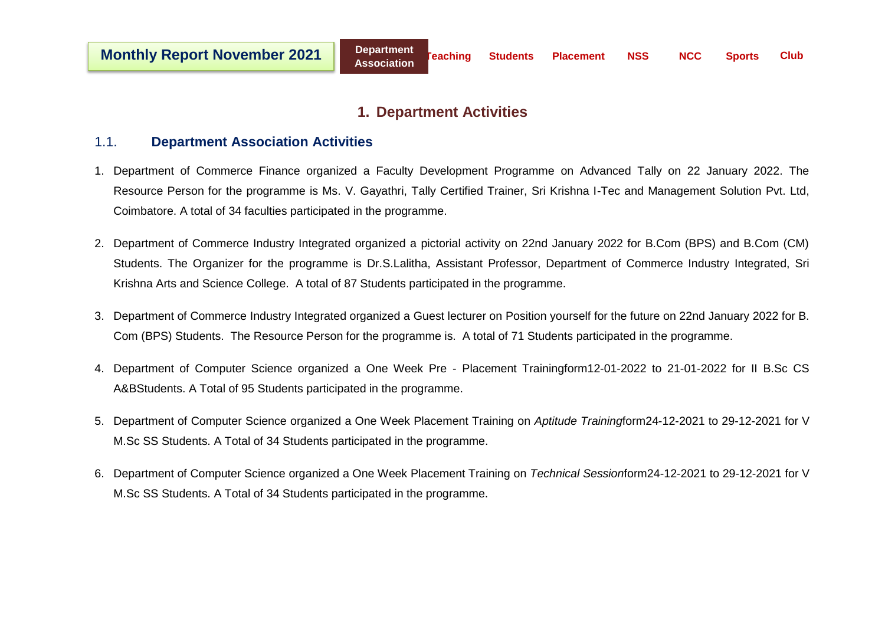# 1. Department Activities

## 1.1. Department Association Activities

1. Department of Commerce Finance organized a Faculty Development Programme on Advanced Tally on 22 January 2022. The Resource Person for the programme is Ms. V. Gayathri, Tally Certified Trainer, Sri Krishna I-Tec and Management Solution Pvt. Ltd, Coimbatore. A total of 34 faculties participated in the programme.

2. Department of Commerce Industry Integrated organized a pictorial activity on 22nd January 2022 for B.Com (BPS) and B.Com (CM) Students. The Organizer for the programme is Dr.S.Lalitha, Assistant Professor, Department of Commerce Industry Integrated, Sri Krishna Arts and Science College. A total of 87 Students participated in the programme.

3. Department of Commerce Industry Integrated organized a Guest lecturer on Position yourself for the future on 22nd January 2022 for B. Com (BPS) Students. The Resource Person for the programme is. A total of 71 Students participated in the programme.

4. Department of Computer Science organized a One Week Pre - Placement Trainingform12-01-2022 to 21-01-2022 for II B.Sc CS A&BStudents. A Total of 95 Students participated in the programme.

5. Department of Computer Science organized a One Week Placement Training on *Aptitude Training*form24-12-2021 to 29-12-2021 for V M.Sc SS Students. A Total of 34 Students participated in the programme.

6. Department of Computer Science organized a One Week Placement Training on *Technical Session*form24-12-2021 to 29-12-2021 for V M.Sc SS Students. A Total of 34 Students participated in the programme.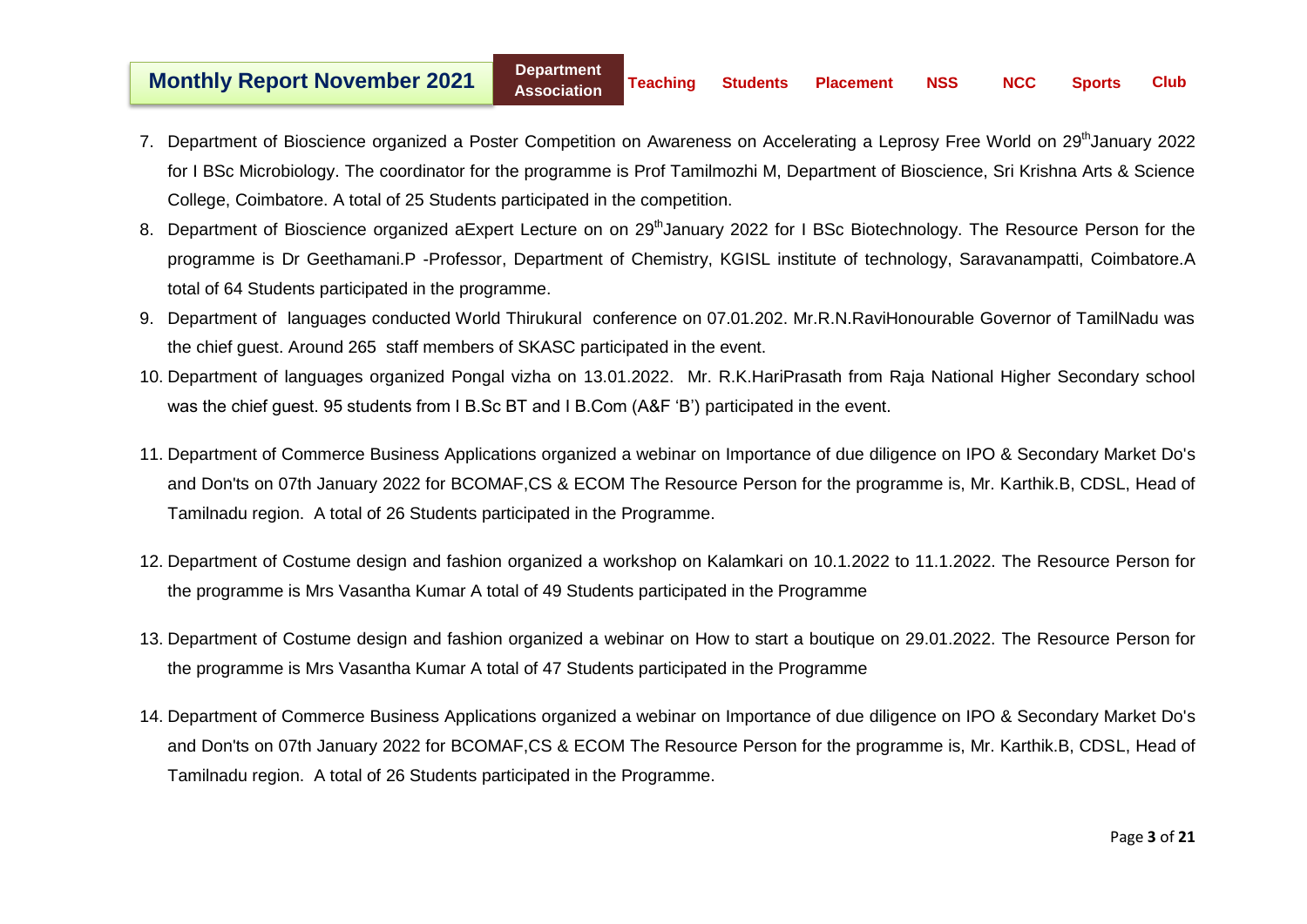7. Department of Bioscience organized a Poster Competition on Awareness on Accelerating a Leprosy Free World on 29th January 2022 for I BSc Microbiology. The coordinator for the programme is Prof Tamilmozhi M, Department of Bioscience, Sri Krishna Arts & Science College, Coimbatore. A total of 25 Students participated in the competition.
8. Department of Bioscience organized aExpert Lecture on on 29th January 2022 for I BSc Biotechnology. The Resource Person for the programme is Dr Geethamani.P -Professor, Department of Chemistry, KGISL institute of technology, Saravanampatti, Coimbatore.A total of 64 Students participated in the programme.
9. Department of languages conducted World Thirukural conference on 07.01.202. Mr.R.N.RaviHonourable Governor of TamilNadu was the chief guest. Around 265 staff members of SKASC participated in the event.
10. Department of languages organized Pongal vizha on 13.01.2022. Mr. R.K.HariPrasath from Raja National Higher Secondary school was the chief guest. 95 students from I B.Sc BT and I B.Com (A&F 'B') participated in the event.
11. Department of Commerce Business Applications organized a webinar on Importance of due diligence on IPO & Secondary Market Do's and Don'ts on 07th January 2022 for BCOMAF,CS & ECOM The Resource Person for the programme is, Mr. Karthik.B, CDSL, Head of Tamilnadu region. A total of 26 Students participated in the Programme.
12. Department of Costume design and fashion organized a workshop on Kalamkari on 10.1.2022 to 11.1.2022. The Resource Person for the programme is Mrs Vasantha Kumar A total of 49 Students participated in the Programme
13. Department of Costume design and fashion organized a webinar on How to start a boutique on 29.01.2022. The Resource Person for the programme is Mrs Vasantha Kumar A total of 47 Students participated in the Programme
14. Department of Commerce Business Applications organized a webinar on Importance of due diligence on IPO & Secondary Market Do's and Don'ts on 07th January 2022 for BCOMAF,CS & ECOM The Resource Person for the programme is, Mr. Karthik.B, CDSL, Head of Tamilnadu region. A total of 26 Students participated in the Programme.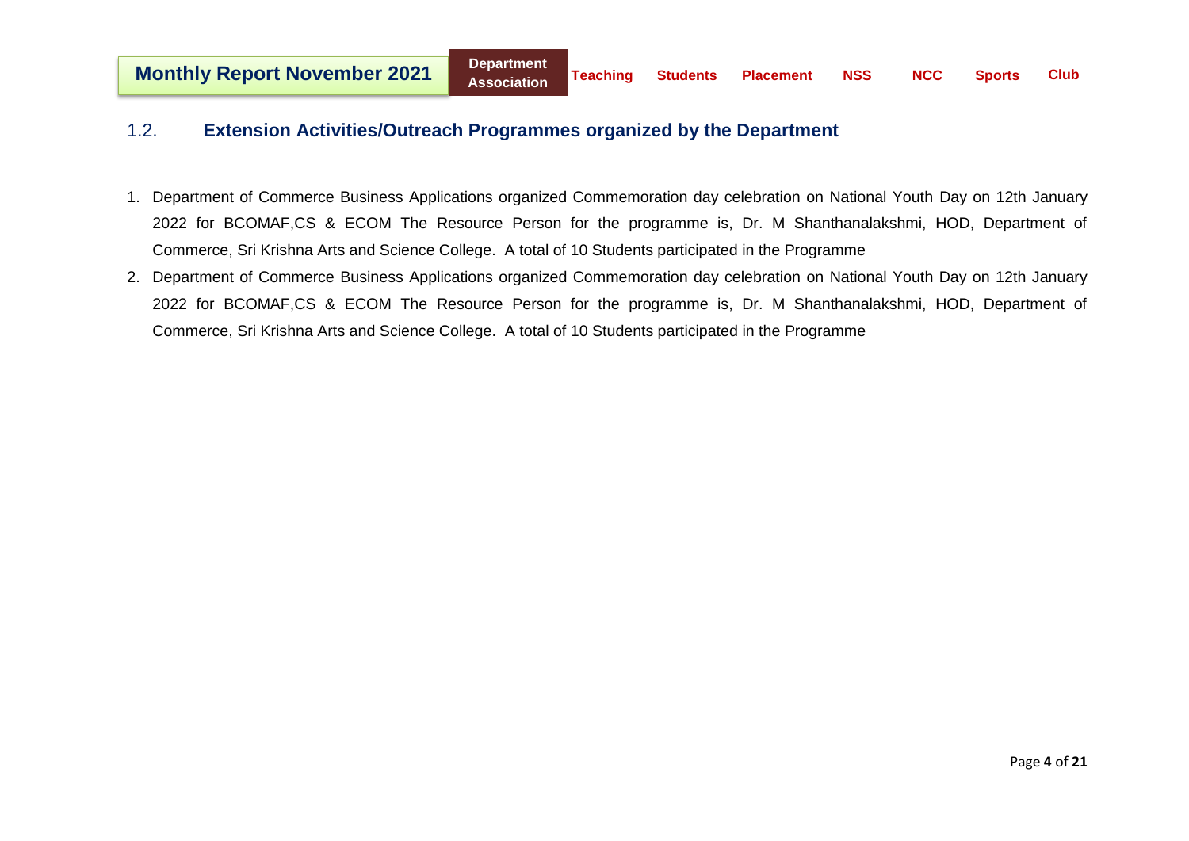## 1.2. Extension Activities/Outreach Programmes organized by the Department

1. Department of Commerce Business Applications organized Commemoration day celebration on National Youth Day on 12th January 2022 for BCOMAF,CS & ECOM The Resource Person for the programme is, Dr. M Shanthanalakshmi, HOD, Department of Commerce, Sri Krishna Arts and Science College. A total of 10 Students participated in the Programme
2. Department of Commerce Business Applications organized Commemoration day celebration on National Youth Day on 12th January 2022 for BCOMAF,CS & ECOM The Resource Person for the programme is, Dr. M Shanthanalakshmi, HOD, Department of Commerce, Sri Krishna Arts and Science College. A total of 10 Students participated in the Programme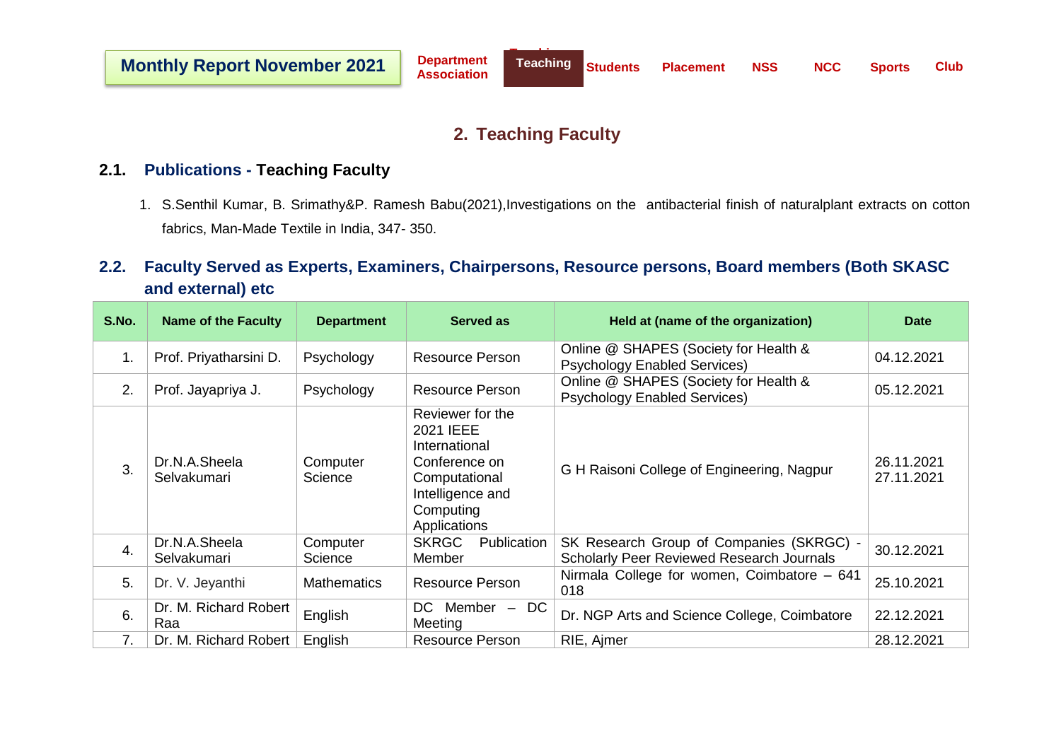## 2. Teaching Faculty

### 2.1. Publications - Teaching Faculty

1. S.Senthil Kumar, B. Srimathy&P. Ramesh Babu(2021),Investigations on the antibacterial finish of naturalplant extracts on cotton fabrics, Man-Made Textile in India, 347- 350.

### 2.2. Faculty Served as Experts, Examiners, Chairpersons, Resource persons, Board members (Both SKASC and external) etc

| S.No. | Name of the Faculty | Department | Served as | Held at (name of the organization) | Date |
|---|---|---|---|---|---|
| 1. | Prof. Priyatharsini D. | Psychology | Resource Person | Online @ SHAPES (Society for Health & Psychology Enabled Services) | 04.12.2021 |
| 2. | Prof. Jayapriya J. | Psychology | Resource Person | Online @ SHAPES (Society for Health & Psychology Enabled Services) | 05.12.2021 |
| 3. | Dr.N.A.Sheela Selvakumari | Computer Science | Reviewer for the 2021 IEEE International Conference on Computational Intelligence and Computing Applications | G H Raisoni College of Engineering, Nagpur | 26.11.2021 27.11.2021 |
| 4. | Dr.N.A.Sheela Selvakumari | Computer Science | SKRGC Publication Member | SK Research Group of Companies (SKRGC) - Scholarly Peer Reviewed Research Journals | 30.12.2021 |
| 5. | Dr. V. Jeyanthi | Mathematics | Resource Person | Nirmala College for women, Coimbatore – 641 018 | 25.10.2021 |
| 6. | Dr. M. Richard Robert Raa | English | DC Member – DC Meeting | Dr. NGP Arts and Science College, Coimbatore | 22.12.2021 |
| 7. | Dr. M. Richard Robert | English | Resource Person | RIE, Ajmer | 28.12.2021 |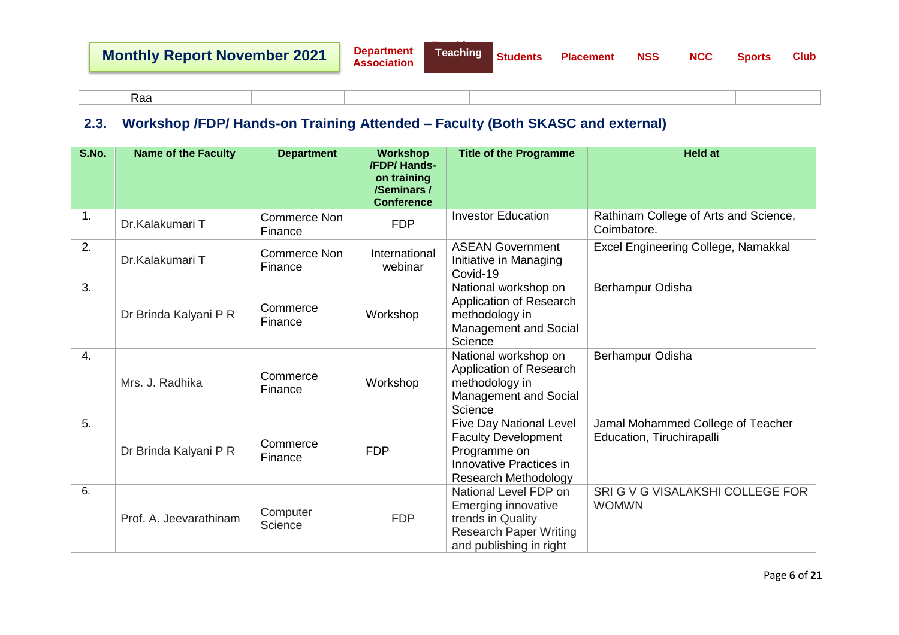| | Raa | | | | |
|---|---|---|---|---|---|

## 2.3. Workshop /FDP/ Hands-on Training Attended – Faculty (Both SKASC and external)

| S.No. | Name of the Faculty | Department | Workshop /FDP/ Hands-on training /Seminars / Conference | Title of the Programme | Held at |
|---|---|---|---|---|---|
| 1. | Dr.Kalakumari T | Commerce Non Finance | FDP | Investor Education | Rathinam College of Arts and Science, Coimbatore. |
| 2. | Dr.Kalakumari T | Commerce Non Finance | International webinar | ASEAN Government Initiative in Managing Covid-19 | Excel Engineering College, Namakkal |
| 3. | Dr Brinda Kalyani P R | Commerce Finance | Workshop | National workshop on Application of Research methodology in Management and Social Science | Berhampur Odisha |
| 4. | Mrs. J. Radhika | Commerce Finance | Workshop | National workshop on Application of Research methodology in Management and Social Science | Berhampur Odisha |
| 5. | Dr Brinda Kalyani P R | Commerce Finance | FDP | Five Day National Level Faculty Development Programme on Innovative Practices in Research Methodology | Jamal Mohammed College of Teacher Education, Tiruchirapalli |
| 6. | Prof. A. Jeevarathinam | Computer Science | FDP | National Level FDP on Emerging innovative trends in Quality Research Paper Writing and publishing in right | SRI G V G VISALAKSHI COLLEGE FOR WOMWN |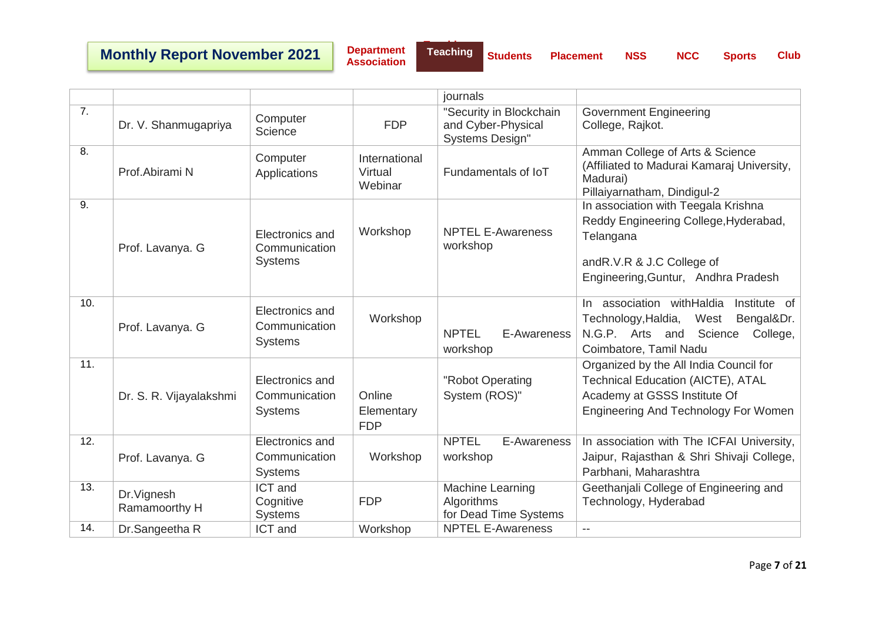| | | | | journals | |
|---|---|---|---|---|---|
| 7. | Dr. V. Shanmugapriya | Computer Science | FDP | "Security in Blockchain and Cyber-Physical Systems Design" | Government Engineering College, Rajkot. |
| 8. | Prof.Abirami N | Computer Applications | International Virtual Webinar | Fundamentals of IoT | Amman College of Arts & Science (Affiliated to Madurai Kamaraj University, Madurai) Pillaiyarnatham, Dindigul-2 |
| 9. | Prof. Lavanya. G | Electronics and Communication Systems | Workshop | NPTEL E-Awareness workshop | In association with Teegala Krishna Reddy Engineering College,Hyderabad, Telangana andR.V.R & J.C College of Engineering,Guntur, Andhra Pradesh |
| 10. | Prof. Lavanya. G | Electronics and Communication Systems | Workshop | NPTEL E-Awareness workshop | In association withHaldia Institute of Technology,Haldia, West Bengal&Dr. N.G.P. Arts and Science College, Coimbatore, Tamil Nadu |
| 11. | Dr. S. R. Vijayalakshmi | Electronics and Communication Systems | Online Elementary FDP | "Robot Operating System (ROS)" | Organized by the All India Council for Technical Education (AICTE), ATAL Academy at GSSS Institute Of Engineering And Technology For Women |
| 12. | Prof. Lavanya. G | Electronics and Communication Systems | Workshop | NPTEL E-Awareness workshop | In association with The ICFAI University, Jaipur, Rajasthan & Shri Shivaji College, Parbhani, Maharashtra |
| 13. | Dr.Vignesh Ramamoorthy H | ICT and Cognitive Systems | FDP | Machine Learning Algorithms for Dead Time Systems | Geethanjali College of Engineering and Technology, Hyderabad |
| 14. | Dr.Sangeetha R | ICT and | Workshop | NPTEL E-Awareness | -- |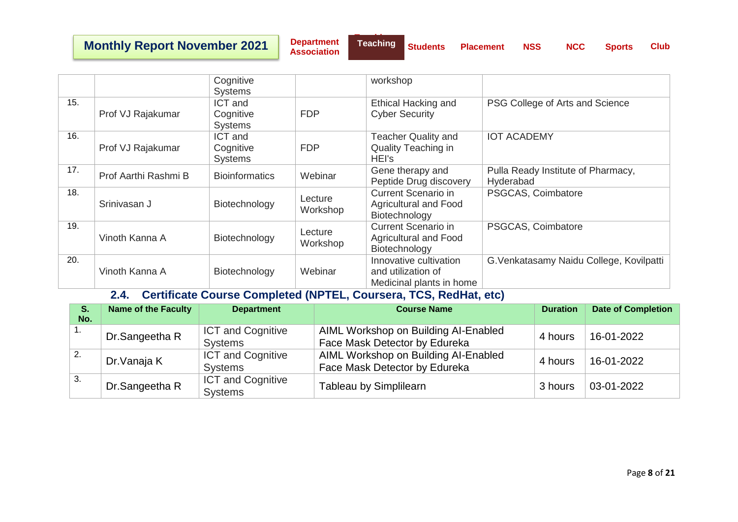|  |  | Cognitive Systems |  | workshop |  |
|---|---|---|---|---|---|
| 15. | Prof VJ Rajakumar | ICT and Cognitive Systems | FDP | Ethical Hacking and Cyber Security | PSG College of Arts and Science |
| 16. | Prof VJ Rajakumar | ICT and Cognitive Systems | FDP | Teacher Quality and Quality Teaching in HEI's | IOT ACADEMY |
| 17. | Prof Aarthi Rashmi B | Bioinformatics | Webinar | Gene therapy and Peptide Drug discovery | Pulla Ready Institute of Pharmacy, Hyderabad |
| 18. | Srinivasan J | Biotechnology | Lecture Workshop | Current Scenario in Agricultural and Food Biotechnology | PSGCAS, Coimbatore |
| 19. | Vinoth Kanna A | Biotechnology | Lecture Workshop | Current Scenario in Agricultural and Food Biotechnology | PSGCAS, Coimbatore |
| 20. | Vinoth Kanna A | Biotechnology | Webinar | Innovative cultivation and utilization of Medicinal plants in home | G.Venkatasamy Naidu College, Kovilpatti |

### 2.4. Certificate Course Completed (NPTEL, Coursera, TCS, RedHat, etc)

| S. No. | Name of the Faculty | Department | Course Name | Duration | Date of Completion |
|---|---|---|---|---|---|
| 1. | Dr.Sangeetha R | ICT and Cognitive Systems | AIML Workshop on Building AI-Enabled Face Mask Detector by Edureka | 4 hours | 16-01-2022 |
| 2. | Dr.Vanaja K | ICT and Cognitive Systems | AIML Workshop on Building AI-Enabled Face Mask Detector by Edureka | 4 hours | 16-01-2022 |
| 3. | Dr.Sangeetha R | ICT and Cognitive Systems | Tableau by Simplilearn | 3 hours | 03-01-2022 |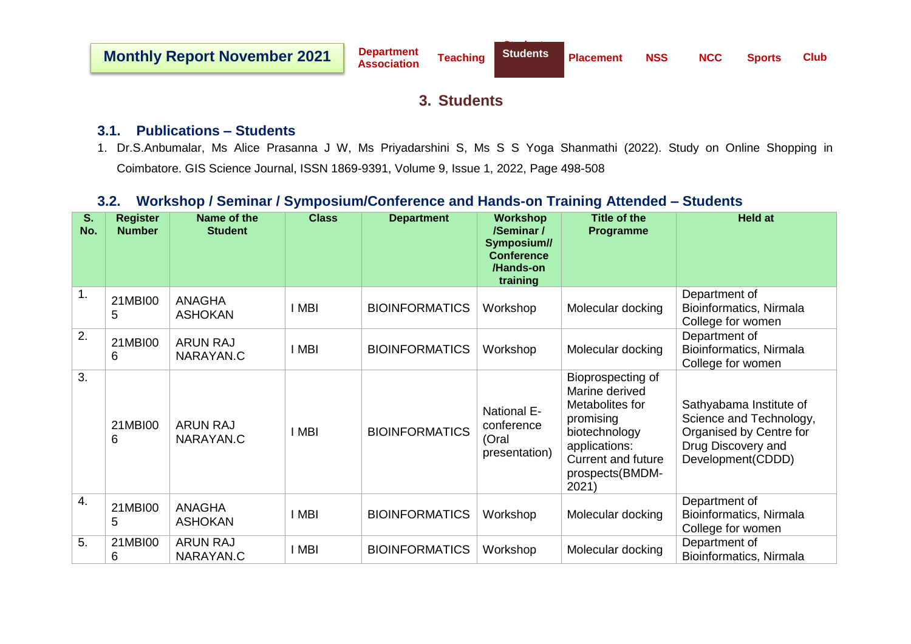## 3. Students

### 3.1. Publications – Students

1. Dr.S.Anbumalar, Ms Alice Prasanna J W, Ms Priyadarshini S, Ms S S Yoga Shanmathi (2022). Study on Online Shopping in Coimbatore. GIS Science Journal, ISSN 1869-9391, Volume 9, Issue 1, 2022, Page 498-508

### 3.2. Workshop / Seminar / Symposium/Conference and Hands-on Training Attended – Students

| S. No. | Register Number | Name of the Student | Class | Department | Workshop /Seminar / Symposium// Conference /Hands-on training | Title of the Programme | Held at |
|---|---|---|---|---|---|---|---|
| 1. | 21MBI005 | ANAGHA ASHOKAN | I MBI | BIOINFORMATICS | Workshop | Molecular docking | Department of Bioinformatics, Nirmala College for women |
| 2. | 21MBI006 | ARUN RAJ NARAYAN.C | I MBI | BIOINFORMATICS | Workshop | Molecular docking | Department of Bioinformatics, Nirmala College for women |
| 3. | 21MBI006 | ARUN RAJ NARAYAN.C | I MBI | BIOINFORMATICS | National E-conference (Oral presentation) | Bioprospecting of Marine derived Metabolites for promising biotechnology applications: Current and future prospects(BMDM-2021) | Sathyabama Institute of Science and Technology, Organised by Centre for Drug Discovery and Development(CDDD) |
| 4. | 21MBI005 | ANAGHA ASHOKAN | I MBI | BIOINFORMATICS | Workshop | Molecular docking | Department of Bioinformatics, Nirmala College for women |
| 5. | 21MBI006 | ARUN RAJ NARAYAN.C | I MBI | BIOINFORMATICS | Workshop | Molecular docking | Department of Bioinformatics, Nirmala |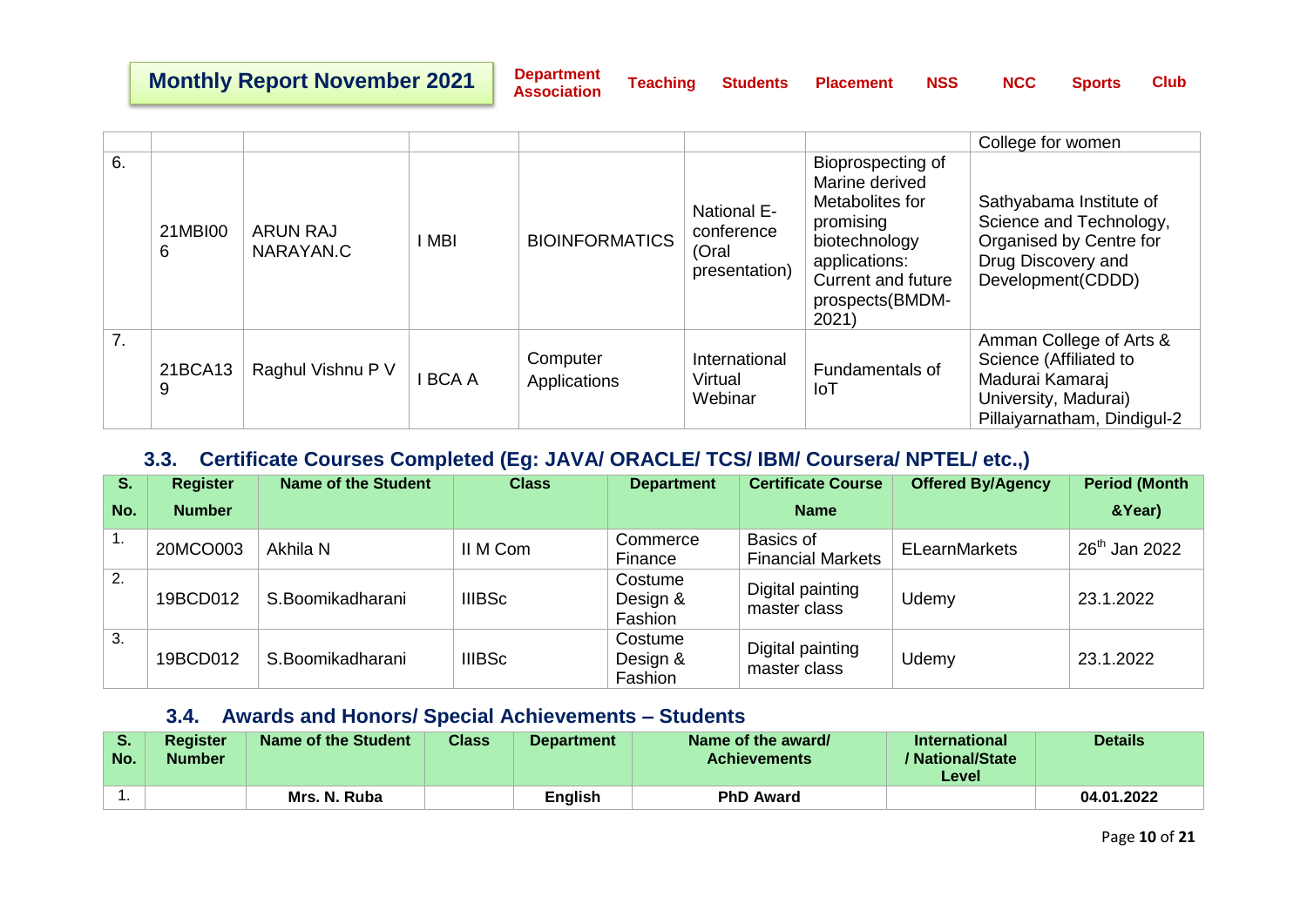| | | | | | | | College for women |
|---|---|---|---|---|---|---|---|
| 6. | 21MBI006 | ARUN RAJ NARAYAN.C | I MBI | BIOINFORMATICS | National E-conference (Oral presentation) | Bioprospecting of Marine derived Metabolites for promising biotechnology applications: Current and future prospects(BMDM-2021) | Sathyabama Institute of Science and Technology, Organised by Centre for Drug Discovery and Development(CDDD) |
| 7. | 21BCA139 | Raghul Vishnu P V | I BCA A | Computer Applications | International Virtual Webinar | Fundamentals of IoT | Amman College of Arts & Science (Affiliated to Madurai Kamaraj University, Madurai) Pillaiyarnatham, Dindigul-2 |

### 3.3. Certificate Courses Completed (Eg: JAVA/ ORACLE/ TCS/ IBM/ Coursera/ NPTEL/ etc.,)

| S. No. | Register Number | Name of the Student | Class | Department | Certificate Course Name | Offered By/Agency | Period (Month &Year) |
|---|---|---|---|---|---|---|---|
| 1. | 20MCO003 | Akhila N | II M Com | Commerce Finance | Basics of Financial Markets | ELearnMarkets | 26th Jan 2022 |
| 2. | 19BCD012 | S.Boomikadharani | IIIBSc | Costume Design & Fashion | Digital painting master class | Udemy | 23.1.2022 |
| 3. | 19BCD012 | S.Boomikadharani | IIIBSc | Costume Design & Fashion | Digital painting master class | Udemy | 23.1.2022 |

### 3.4. Awards and Honors/ Special Achievements – Students

| S. No. | Register Number | Name of the Student | Class | Department | Name of the award/ Achievements | International / National/State Level | Details |
|---|---|---|---|---|---|---|---|
| 1. | | **Mrs. N. Ruba** | | **English** | **PhD Award** | | **04.01.2022** |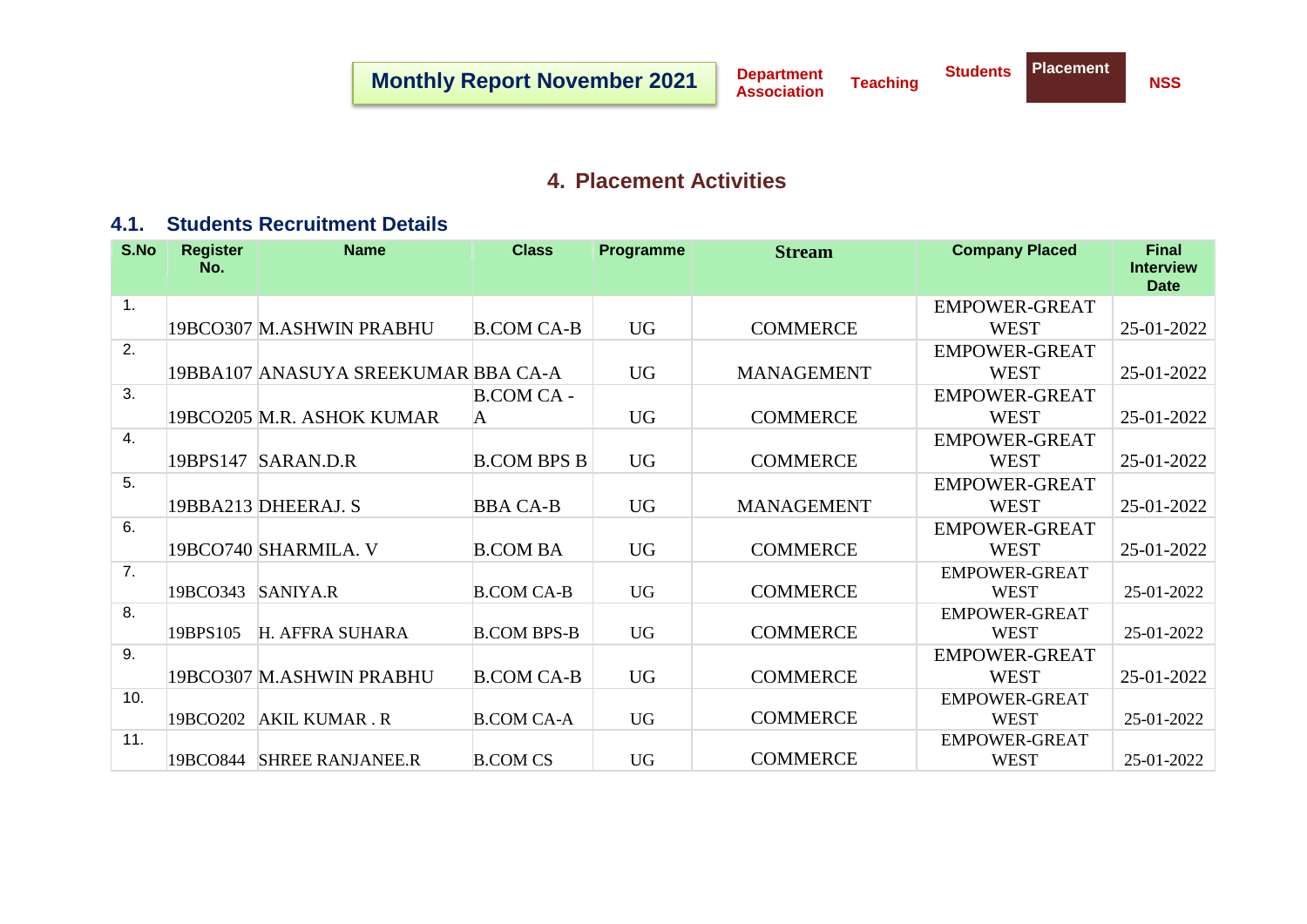Monthly Report November 2021 | Department Association | Teaching | Students | Placement | NSS

## 4. Placement Activities

### 4.1. Students Recruitment Details

| S.No | Register No. | Name | Class | Programme | Stream | Company Placed | Final Interview Date |
|---|---|---|---|---|---|---|---|
| 1. | 19BCO307 | M.ASHWIN PRABHU | B.COM CA-B | UG | COMMERCE | EMPOWER-GREAT WEST | 25-01-2022 |
| 2. | 19BBA107 | ANASUYA SREEKUMAR | BBA CA-A | UG | MANAGEMENT | EMPOWER-GREAT WEST | 25-01-2022 |
| 3. | 19BCO205 | M.R. ASHOK KUMAR | B.COM CA - A | UG | COMMERCE | EMPOWER-GREAT WEST | 25-01-2022 |
| 4. | 19BPS147 | SARAN.D.R | B.COM BPS B | UG | COMMERCE | EMPOWER-GREAT WEST | 25-01-2022 |
| 5. | 19BBA213 | DHEERAJ. S | BBA CA-B | UG | MANAGEMENT | EMPOWER-GREAT WEST | 25-01-2022 |
| 6. | 19BCO740 | SHARMILA. V | B.COM BA | UG | COMMERCE | EMPOWER-GREAT WEST | 25-01-2022 |
| 7. | 19BCO343 | SANIYA.R | B.COM CA-B | UG | COMMERCE | EMPOWER-GREAT WEST | 25-01-2022 |
| 8. | 19BPS105 | H. AFFRA SUHARA | B.COM BPS-B | UG | COMMERCE | EMPOWER-GREAT WEST | 25-01-2022 |
| 9. | 19BCO307 | M.ASHWIN PRABHU | B.COM CA-B | UG | COMMERCE | EMPOWER-GREAT WEST | 25-01-2022 |
| 10. | 19BCO202 | AKIL KUMAR . R | B.COM CA-A | UG | COMMERCE | EMPOWER-GREAT WEST | 25-01-2022 |
| 11. | 19BCO844 | SHREE RANJANEE.R | B.COM CS | UG | COMMERCE | EMPOWER-GREAT WEST | 25-01-2022 |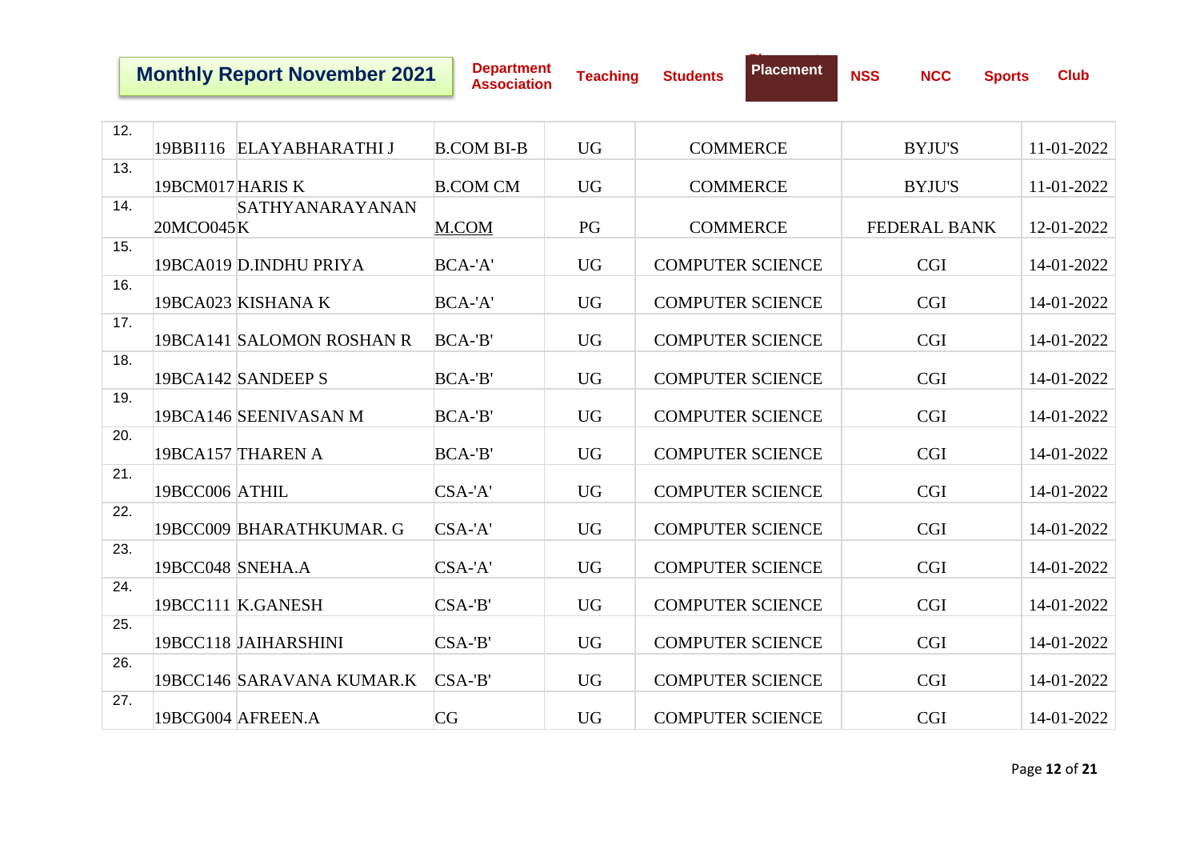| | | | | | | | |
|---|---|---|---|---|---|---|---|
| 12. | 19BBI116 | ELAYABHARATHI J | B.COM BI-B | UG | COMMERCE | BYJU'S | 11-01-2022 |
| 13. | 19BCM017 | HARIS K | B.COM CM | UG | COMMERCE | BYJU'S | 11-01-2022 |
| 14. | 20MCO045 | SATHYANARAYANAN K | M.COM | PG | COMMERCE | FEDERAL BANK | 12-01-2022 |
| 15. | 19BCA019 | D.INDHU PRIYA | BCA-'A' | UG | COMPUTER SCIENCE | CGI | 14-01-2022 |
| 16. | 19BCA023 | KISHANA K | BCA-'A' | UG | COMPUTER SCIENCE | CGI | 14-01-2022 |
| 17. | 19BCA141 | SALOMON ROSHAN R | BCA-'B' | UG | COMPUTER SCIENCE | CGI | 14-01-2022 |
| 18. | 19BCA142 | SANDEEP S | BCA-'B' | UG | COMPUTER SCIENCE | CGI | 14-01-2022 |
| 19. | 19BCA146 | SEENIVASAN M | BCA-'B' | UG | COMPUTER SCIENCE | CGI | 14-01-2022 |
| 20. | 19BCA157 | THAREN A | BCA-'B' | UG | COMPUTER SCIENCE | CGI | 14-01-2022 |
| 21. | 19BCC006 | ATHIL | CSA-'A' | UG | COMPUTER SCIENCE | CGI | 14-01-2022 |
| 22. | 19BCC009 | BHARATHKUMAR. G | CSA-'A' | UG | COMPUTER SCIENCE | CGI | 14-01-2022 |
| 23. | 19BCC048 | SNEHA.A | CSA-'A' | UG | COMPUTER SCIENCE | CGI | 14-01-2022 |
| 24. | 19BCC111 | K.GANESH | CSA-'B' | UG | COMPUTER SCIENCE | CGI | 14-01-2022 |
| 25. | 19BCC118 | JAIHARSHINI | CSA-'B' | UG | COMPUTER SCIENCE | CGI | 14-01-2022 |
| 26. | 19BCC146 | SARAVANA KUMAR.K | CSA-'B' | UG | COMPUTER SCIENCE | CGI | 14-01-2022 |
| 27. | 19BCG004 | AFREEN.A | CG | UG | COMPUTER SCIENCE | CGI | 14-01-2022 |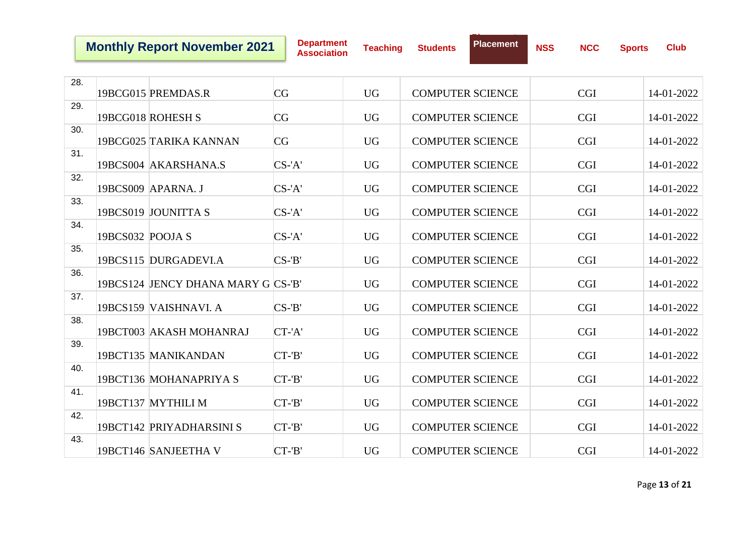| | | | | | | | |
|---|---|---|---|---|---|---|---|
| 28. | 19BCG015 | PREMDAS.R | CG | UG | COMPUTER SCIENCE | CGI | 14-01-2022 |
| 29. | 19BCG018 | ROHESH S | CG | UG | COMPUTER SCIENCE | CGI | 14-01-2022 |
| 30. | 19BCG025 | TARIKA KANNAN | CG | UG | COMPUTER SCIENCE | CGI | 14-01-2022 |
| 31. | 19BCS004 | AKARSHANA.S | CS-'A' | UG | COMPUTER SCIENCE | CGI | 14-01-2022 |
| 32. | 19BCS009 | APARNA. J | CS-'A' | UG | COMPUTER SCIENCE | CGI | 14-01-2022 |
| 33. | 19BCS019 | JOUNITTA S | CS-'A' | UG | COMPUTER SCIENCE | CGI | 14-01-2022 |
| 34. | 19BCS032 | POOJA S | CS-'A' | UG | COMPUTER SCIENCE | CGI | 14-01-2022 |
| 35. | 19BCS115 | DURGADEVI.A | CS-'B' | UG | COMPUTER SCIENCE | CGI | 14-01-2022 |
| 36. | 19BCS124 | JENCY DHANA MARY G | CS-'B' | UG | COMPUTER SCIENCE | CGI | 14-01-2022 |
| 37. | 19BCS159 | VAISHNAVI. A | CS-'B' | UG | COMPUTER SCIENCE | CGI | 14-01-2022 |
| 38. | 19BCT003 | AKASH MOHANRAJ | CT-'A' | UG | COMPUTER SCIENCE | CGI | 14-01-2022 |
| 39. | 19BCT135 | MANIKANDAN | CT-'B' | UG | COMPUTER SCIENCE | CGI | 14-01-2022 |
| 40. | 19BCT136 | MOHANAPRIYA S | CT-'B' | UG | COMPUTER SCIENCE | CGI | 14-01-2022 |
| 41. | 19BCT137 | MYTHILI M | CT-'B' | UG | COMPUTER SCIENCE | CGI | 14-01-2022 |
| 42. | 19BCT142 | PRIYADHARSINI S | CT-'B' | UG | COMPUTER SCIENCE | CGI | 14-01-2022 |
| 43. | 19BCT146 | SANJEETHA V | CT-'B' | UG | COMPUTER SCIENCE | CGI | 14-01-2022 |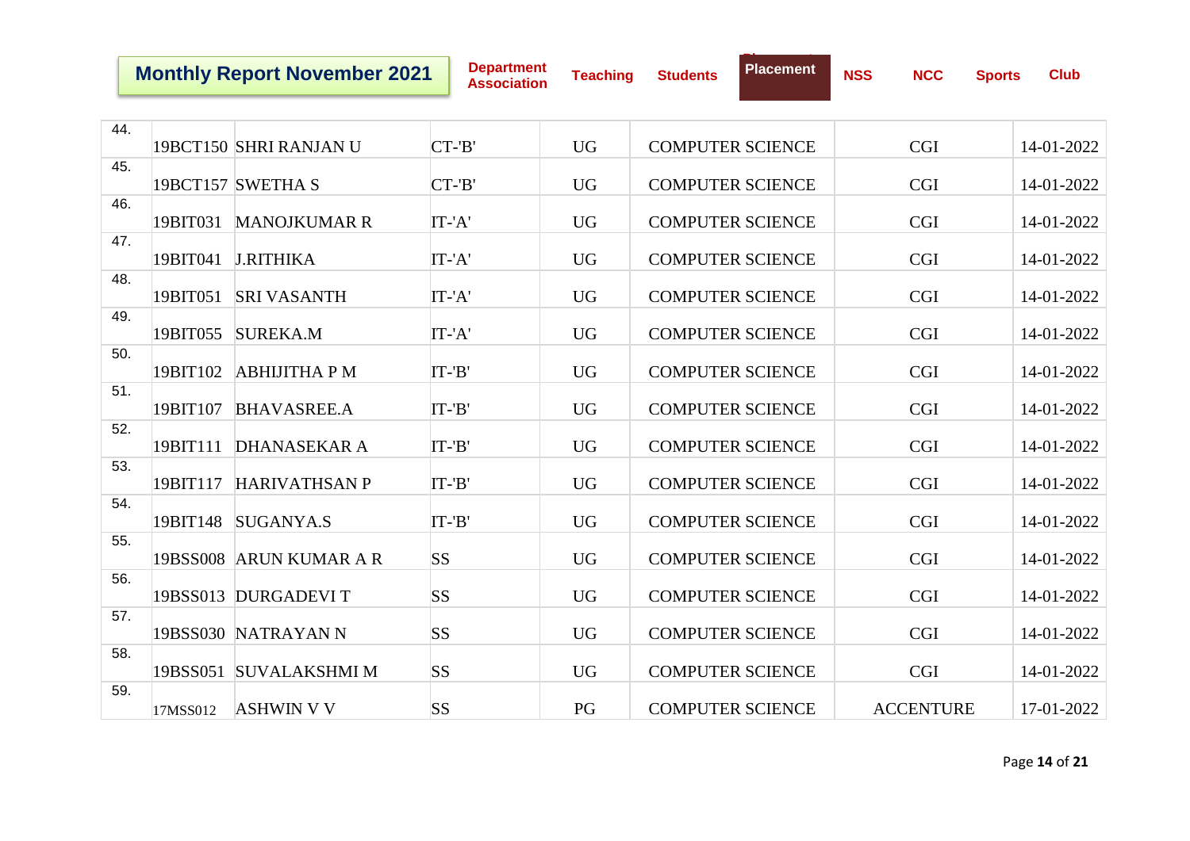| | | | | | | | |
|---|---|---|---|---|---|---|---|
| 44. | 19BCT150 | SHRI RANJAN U | CT-'B' | UG | COMPUTER SCIENCE | CGI | 14-01-2022 |
| 45. | 19BCT157 | SWETHA S | CT-'B' | UG | COMPUTER SCIENCE | CGI | 14-01-2022 |
| 46. | 19BIT031 | MANOJKUMAR R | IT-'A' | UG | COMPUTER SCIENCE | CGI | 14-01-2022 |
| 47. | 19BIT041 | J.RITHIKA | IT-'A' | UG | COMPUTER SCIENCE | CGI | 14-01-2022 |
| 48. | 19BIT051 | SRI VASANTH | IT-'A' | UG | COMPUTER SCIENCE | CGI | 14-01-2022 |
| 49. | 19BIT055 | SUREKA.M | IT-'A' | UG | COMPUTER SCIENCE | CGI | 14-01-2022 |
| 50. | 19BIT102 | ABHIJITHA P M | IT-'B' | UG | COMPUTER SCIENCE | CGI | 14-01-2022 |
| 51. | 19BIT107 | BHAVASREE.A | IT-'B' | UG | COMPUTER SCIENCE | CGI | 14-01-2022 |
| 52. | 19BIT111 | DHANASEKAR A | IT-'B' | UG | COMPUTER SCIENCE | CGI | 14-01-2022 |
| 53. | 19BIT117 | HARIVATHSAN P | IT-'B' | UG | COMPUTER SCIENCE | CGI | 14-01-2022 |
| 54. | 19BIT148 | SUGANYA.S | IT-'B' | UG | COMPUTER SCIENCE | CGI | 14-01-2022 |
| 55. | 19BSS008 | ARUN KUMAR A R | SS | UG | COMPUTER SCIENCE | CGI | 14-01-2022 |
| 56. | 19BSS013 | DURGADEVI T | SS | UG | COMPUTER SCIENCE | CGI | 14-01-2022 |
| 57. | 19BSS030 | NATRAYAN N | SS | UG | COMPUTER SCIENCE | CGI | 14-01-2022 |
| 58. | 19BSS051 | SUVALAKSHMI M | SS | UG | COMPUTER SCIENCE | CGI | 14-01-2022 |
| 59. | 17MSS012 | ASHWIN V V | SS | PG | COMPUTER SCIENCE | ACCENTURE | 17-01-2022 |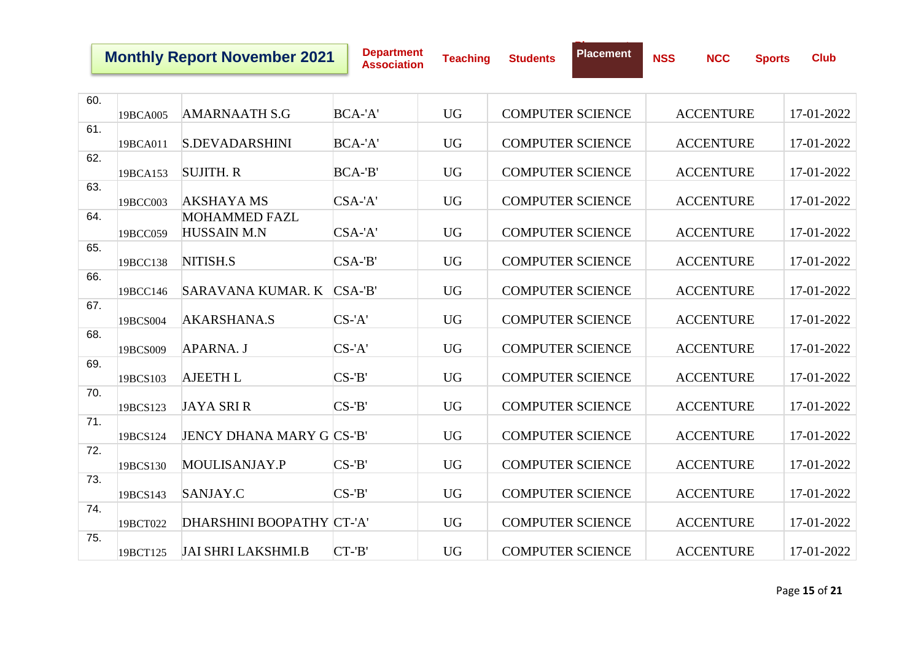**Monthly Report November 2021** | Department Association | Teaching | Students | Placement | NSS | NCC | Sports | Club

| | | | | | | | |
|---|---|---|---|---|---|---|---|
| 60. | 19BCA005 | AMARNAATH S.G | BCA-'A' | UG | COMPUTER SCIENCE | ACCENTURE | 17-01-2022 |
| 61. | 19BCA011 | S.DEVADARSHINI | BCA-'A' | UG | COMPUTER SCIENCE | ACCENTURE | 17-01-2022 |
| 62. | 19BCA153 | SUJITH. R | BCA-'B' | UG | COMPUTER SCIENCE | ACCENTURE | 17-01-2022 |
| 63. | 19BCC003 | AKSHAYA MS | CSA-'A' | UG | COMPUTER SCIENCE | ACCENTURE | 17-01-2022 |
| 64. | 19BCC059 | MOHAMMED FAZL HUSSAIN M.N | CSA-'A' | UG | COMPUTER SCIENCE | ACCENTURE | 17-01-2022 |
| 65. | 19BCC138 | NITISH.S | CSA-'B' | UG | COMPUTER SCIENCE | ACCENTURE | 17-01-2022 |
| 66. | 19BCC146 | SARAVANA KUMAR. K | CSA-'B' | UG | COMPUTER SCIENCE | ACCENTURE | 17-01-2022 |
| 67. | 19BCS004 | AKARSHANA.S | CS-'A' | UG | COMPUTER SCIENCE | ACCENTURE | 17-01-2022 |
| 68. | 19BCS009 | APARNA. J | CS-'A' | UG | COMPUTER SCIENCE | ACCENTURE | 17-01-2022 |
| 69. | 19BCS103 | AJEETH L | CS-'B' | UG | COMPUTER SCIENCE | ACCENTURE | 17-01-2022 |
| 70. | 19BCS123 | JAYA SRI R | CS-'B' | UG | COMPUTER SCIENCE | ACCENTURE | 17-01-2022 |
| 71. | 19BCS124 | JENCY DHANA MARY G | CS-'B' | UG | COMPUTER SCIENCE | ACCENTURE | 17-01-2022 |
| 72. | 19BCS130 | MOULISANJAY.P | CS-'B' | UG | COMPUTER SCIENCE | ACCENTURE | 17-01-2022 |
| 73. | 19BCS143 | SANJAY.C | CS-'B' | UG | COMPUTER SCIENCE | ACCENTURE | 17-01-2022 |
| 74. | 19BCT022 | DHARSHINI BOOPATHY | CT-'A' | UG | COMPUTER SCIENCE | ACCENTURE | 17-01-2022 |
| 75. | 19BCT125 | JAI SHRI LAKSHMI.B | CT-'B' | UG | COMPUTER SCIENCE | ACCENTURE | 17-01-2022 |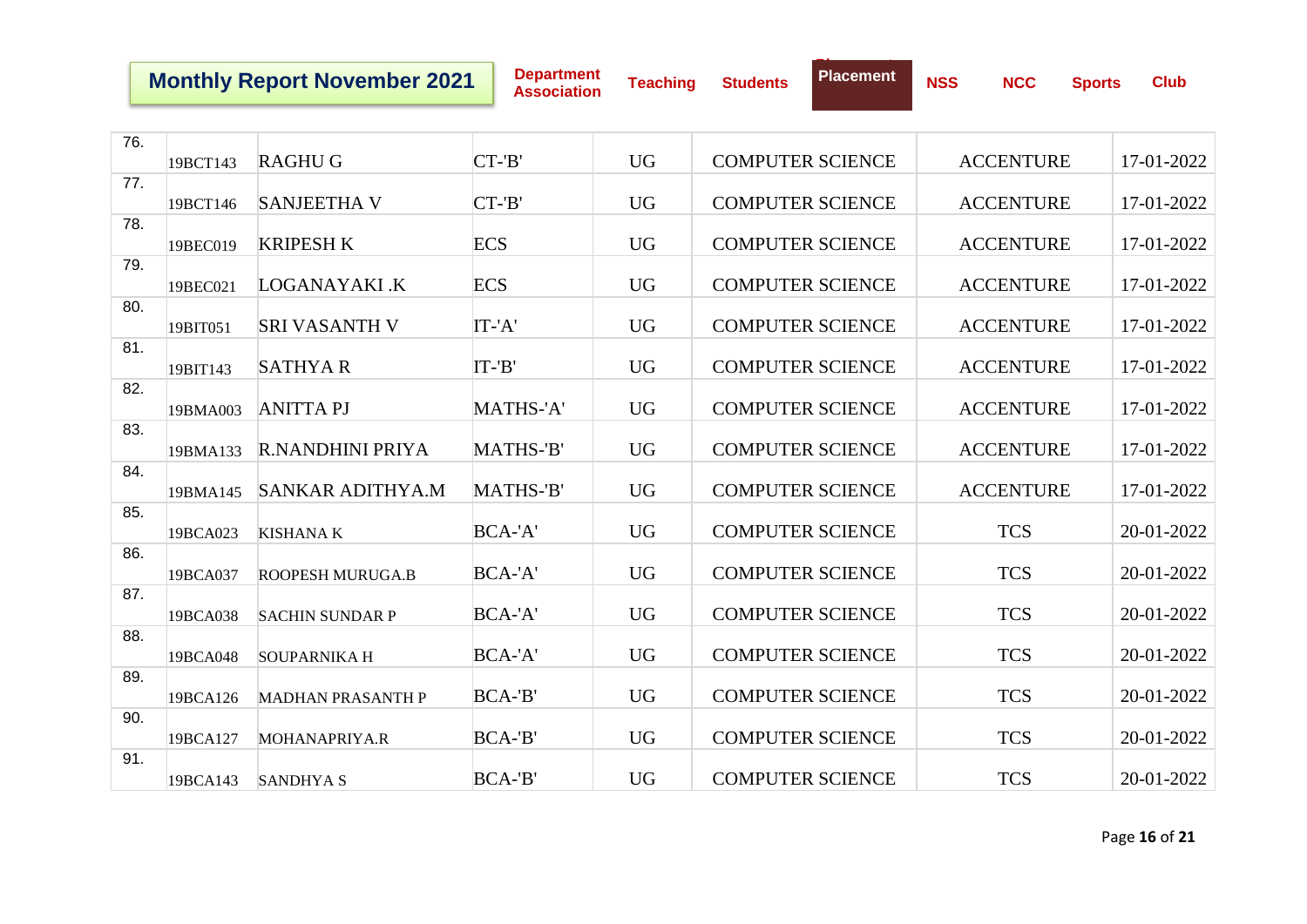| | | | | | | | |
|---|---|---|---|---|---|---|---|
| 76. | 19BCT143 | RAGHU G | CT-'B' | UG | COMPUTER SCIENCE | ACCENTURE | 17-01-2022 |
| 77. | 19BCT146 | SANJEETHA V | CT-'B' | UG | COMPUTER SCIENCE | ACCENTURE | 17-01-2022 |
| 78. | 19BEC019 | KRIPESH K | ECS | UG | COMPUTER SCIENCE | ACCENTURE | 17-01-2022 |
| 79. | 19BEC021 | LOGANAYAKI .K | ECS | UG | COMPUTER SCIENCE | ACCENTURE | 17-01-2022 |
| 80. | 19BIT051 | SRI VASANTH V | IT-'A' | UG | COMPUTER SCIENCE | ACCENTURE | 17-01-2022 |
| 81. | 19BIT143 | SATHYA R | IT-'B' | UG | COMPUTER SCIENCE | ACCENTURE | 17-01-2022 |
| 82. | 19BMA003 | ANITTA PJ | MATHS-'A' | UG | COMPUTER SCIENCE | ACCENTURE | 17-01-2022 |
| 83. | 19BMA133 | R.NANDHINI PRIYA | MATHS-'B' | UG | COMPUTER SCIENCE | ACCENTURE | 17-01-2022 |
| 84. | 19BMA145 | SANKAR ADITHYA.M | MATHS-'B' | UG | COMPUTER SCIENCE | ACCENTURE | 17-01-2022 |
| 85. | 19BCA023 | KISHANA K | BCA-'A' | UG | COMPUTER SCIENCE | TCS | 20-01-2022 |
| 86. | 19BCA037 | ROOPESH MURUGA.B | BCA-'A' | UG | COMPUTER SCIENCE | TCS | 20-01-2022 |
| 87. | 19BCA038 | SACHIN SUNDAR P | BCA-'A' | UG | COMPUTER SCIENCE | TCS | 20-01-2022 |
| 88. | 19BCA048 | SOUPARNIKA H | BCA-'A' | UG | COMPUTER SCIENCE | TCS | 20-01-2022 |
| 89. | 19BCA126 | MADHAN PRASANTH P | BCA-'B' | UG | COMPUTER SCIENCE | TCS | 20-01-2022 |
| 90. | 19BCA127 | MOHANAPRIYA.R | BCA-'B' | UG | COMPUTER SCIENCE | TCS | 20-01-2022 |
| 91. | 19BCA143 | SANDHYA S | BCA-'B' | UG | COMPUTER SCIENCE | TCS | 20-01-2022 |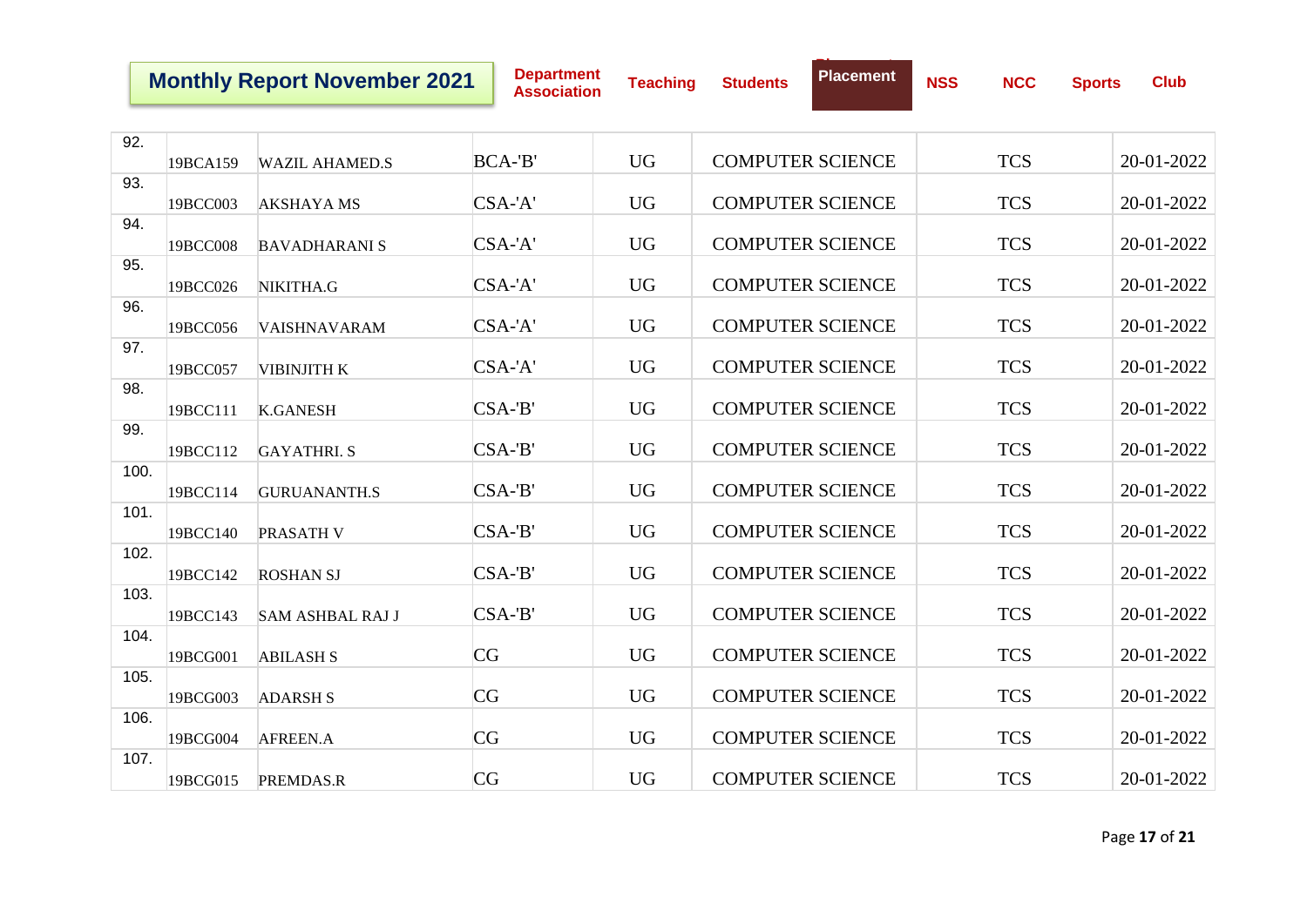| | | | | | | | |
|---|---|---|---|---|---|---|---|
| 92. | 19BCA159 | WAZIL AHAMED.S | BCA-'B' | UG | COMPUTER SCIENCE | TCS | 20-01-2022 |
| 93. | 19BCC003 | AKSHAYA MS | CSA-'A' | UG | COMPUTER SCIENCE | TCS | 20-01-2022 |
| 94. | 19BCC008 | BAVADHARANI S | CSA-'A' | UG | COMPUTER SCIENCE | TCS | 20-01-2022 |
| 95. | 19BCC026 | NIKITHA.G | CSA-'A' | UG | COMPUTER SCIENCE | TCS | 20-01-2022 |
| 96. | 19BCC056 | VAISHNAVARAM | CSA-'A' | UG | COMPUTER SCIENCE | TCS | 20-01-2022 |
| 97. | 19BCC057 | VIBINJITH K | CSA-'A' | UG | COMPUTER SCIENCE | TCS | 20-01-2022 |
| 98. | 19BCC111 | K.GANESH | CSA-'B' | UG | COMPUTER SCIENCE | TCS | 20-01-2022 |
| 99. | 19BCC112 | GAYATHRI. S | CSA-'B' | UG | COMPUTER SCIENCE | TCS | 20-01-2022 |
| 100. | 19BCC114 | GURUANANTH.S | CSA-'B' | UG | COMPUTER SCIENCE | TCS | 20-01-2022 |
| 101. | 19BCC140 | PRASATH V | CSA-'B' | UG | COMPUTER SCIENCE | TCS | 20-01-2022 |
| 102. | 19BCC142 | ROSHAN SJ | CSA-'B' | UG | COMPUTER SCIENCE | TCS | 20-01-2022 |
| 103. | 19BCC143 | SAM ASHBAL RAJ J | CSA-'B' | UG | COMPUTER SCIENCE | TCS | 20-01-2022 |
| 104. | 19BCG001 | ABILASH S | CG | UG | COMPUTER SCIENCE | TCS | 20-01-2022 |
| 105. | 19BCG003 | ADARSH S | CG | UG | COMPUTER SCIENCE | TCS | 20-01-2022 |
| 106. | 19BCG004 | AFREEN.A | CG | UG | COMPUTER SCIENCE | TCS | 20-01-2022 |
| 107. | 19BCG015 | PREMDAS.R | CG | UG | COMPUTER SCIENCE | TCS | 20-01-2022 |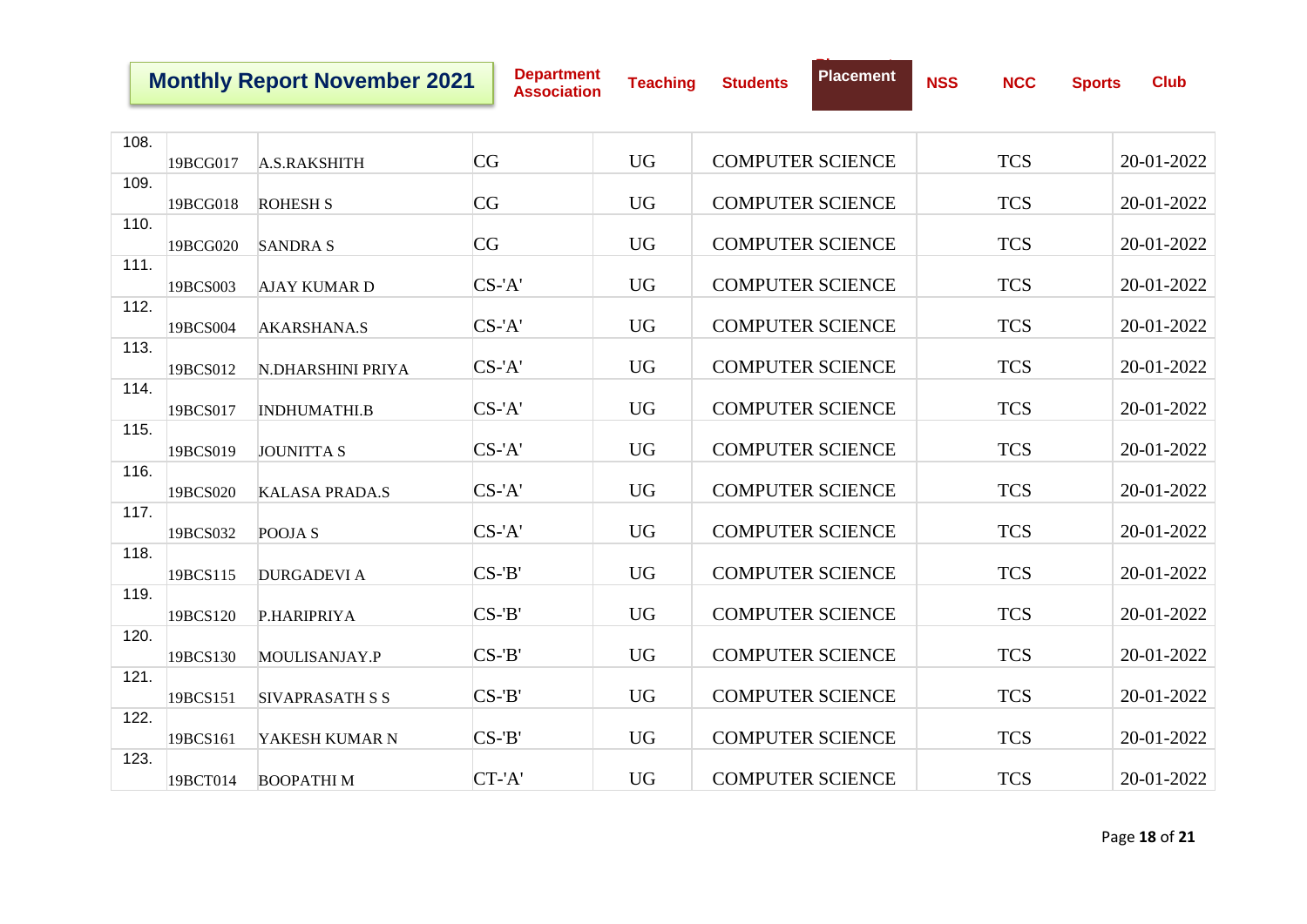| | | | | | | | |
|---|---|---|---|---|---|---|---|
| 108. | 19BCG017 | A.S.RAKSHITH | CG | UG | COMPUTER SCIENCE | TCS | 20-01-2022 |
| 109. | 19BCG018 | ROHESH S | CG | UG | COMPUTER SCIENCE | TCS | 20-01-2022 |
| 110. | 19BCG020 | SANDRA S | CG | UG | COMPUTER SCIENCE | TCS | 20-01-2022 |
| 111. | 19BCS003 | AJAY KUMAR D | CS-'A' | UG | COMPUTER SCIENCE | TCS | 20-01-2022 |
| 112. | 19BCS004 | AKARSHANA.S | CS-'A' | UG | COMPUTER SCIENCE | TCS | 20-01-2022 |
| 113. | 19BCS012 | N.DHARSHINI PRIYA | CS-'A' | UG | COMPUTER SCIENCE | TCS | 20-01-2022 |
| 114. | 19BCS017 | INDHUMATHI.B | CS-'A' | UG | COMPUTER SCIENCE | TCS | 20-01-2022 |
| 115. | 19BCS019 | JOUNITTA S | CS-'A' | UG | COMPUTER SCIENCE | TCS | 20-01-2022 |
| 116. | 19BCS020 | KALASA PRADA.S | CS-'A' | UG | COMPUTER SCIENCE | TCS | 20-01-2022 |
| 117. | 19BCS032 | POOJA S | CS-'A' | UG | COMPUTER SCIENCE | TCS | 20-01-2022 |
| 118. | 19BCS115 | DURGADEVI A | CS-'B' | UG | COMPUTER SCIENCE | TCS | 20-01-2022 |
| 119. | 19BCS120 | P.HARIPRIYA | CS-'B' | UG | COMPUTER SCIENCE | TCS | 20-01-2022 |
| 120. | 19BCS130 | MOULISANJAY.P | CS-'B' | UG | COMPUTER SCIENCE | TCS | 20-01-2022 |
| 121. | 19BCS151 | SIVAPRASATH S S | CS-'B' | UG | COMPUTER SCIENCE | TCS | 20-01-2022 |
| 122. | 19BCS161 | YAKESH KUMAR N | CS-'B' | UG | COMPUTER SCIENCE | TCS | 20-01-2022 |
| 123. | 19BCT014 | BOOPATHI M | CT-'A' | UG | COMPUTER SCIENCE | TCS | 20-01-2022 |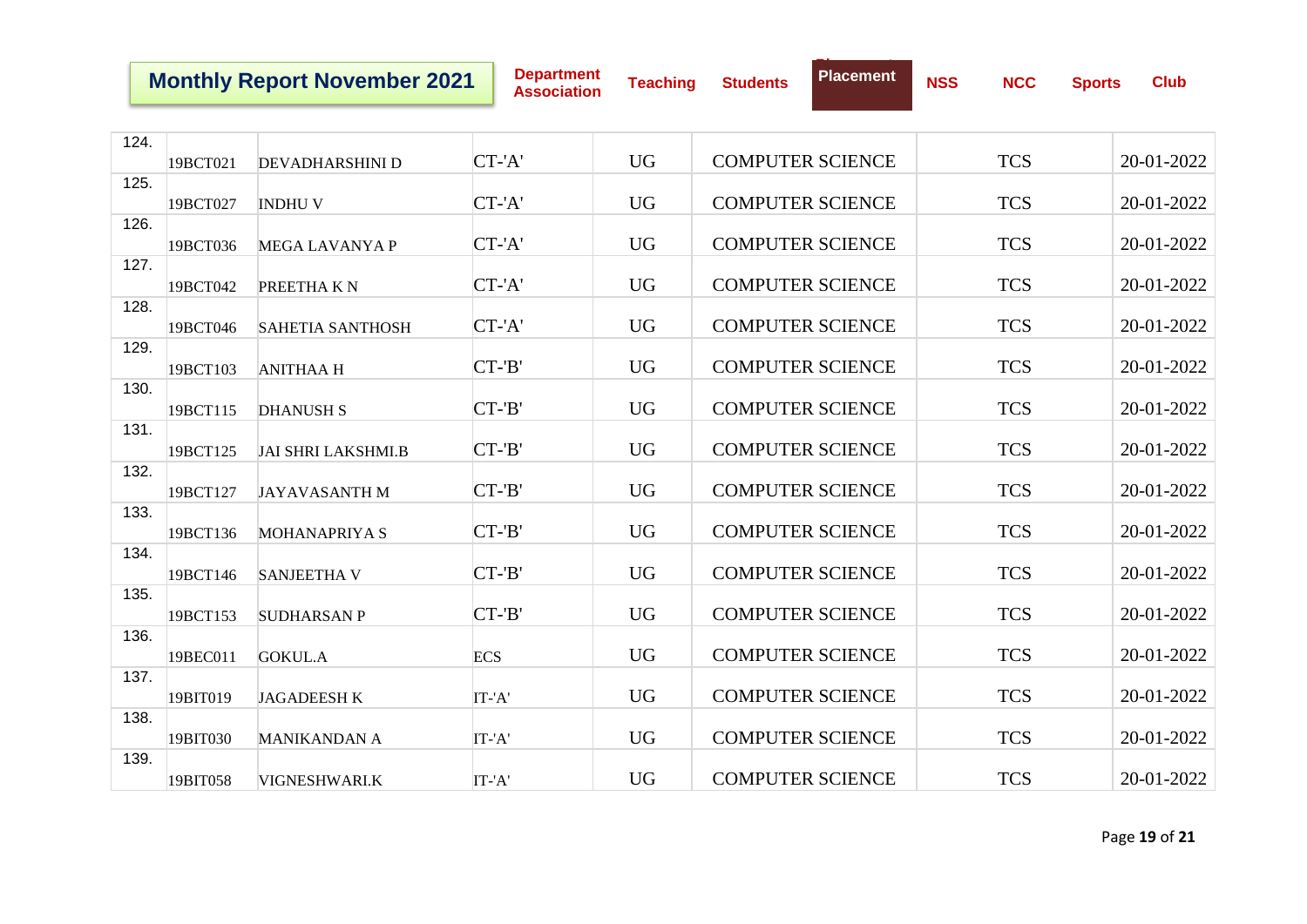| | | | | | | | |
|---|---|---|---|---|---|---|---|
| 124. | 19BCT021 | DEVADHARSHINI D | CT-'A' | UG | COMPUTER SCIENCE | TCS | 20-01-2022 |
| 125. | 19BCT027 | INDHU V | CT-'A' | UG | COMPUTER SCIENCE | TCS | 20-01-2022 |
| 126. | 19BCT036 | MEGA LAVANYA P | CT-'A' | UG | COMPUTER SCIENCE | TCS | 20-01-2022 |
| 127. | 19BCT042 | PREETHA K N | CT-'A' | UG | COMPUTER SCIENCE | TCS | 20-01-2022 |
| 128. | 19BCT046 | SAHETIA SANTHOSH | CT-'A' | UG | COMPUTER SCIENCE | TCS | 20-01-2022 |
| 129. | 19BCT103 | ANITHAA H | CT-'B' | UG | COMPUTER SCIENCE | TCS | 20-01-2022 |
| 130. | 19BCT115 | DHANUSH S | CT-'B' | UG | COMPUTER SCIENCE | TCS | 20-01-2022 |
| 131. | 19BCT125 | JAI SHRI LAKSHMI.B | CT-'B' | UG | COMPUTER SCIENCE | TCS | 20-01-2022 |
| 132. | 19BCT127 | JAYAVASANTH M | CT-'B' | UG | COMPUTER SCIENCE | TCS | 20-01-2022 |
| 133. | 19BCT136 | MOHANAPRIYA S | CT-'B' | UG | COMPUTER SCIENCE | TCS | 20-01-2022 |
| 134. | 19BCT146 | SANJEETHA V | CT-'B' | UG | COMPUTER SCIENCE | TCS | 20-01-2022 |
| 135. | 19BCT153 | SUDHARSAN P | CT-'B' | UG | COMPUTER SCIENCE | TCS | 20-01-2022 |
| 136. | 19BEC011 | GOKUL.A | ECS | UG | COMPUTER SCIENCE | TCS | 20-01-2022 |
| 137. | 19BIT019 | JAGADEESH K | IT-'A' | UG | COMPUTER SCIENCE | TCS | 20-01-2022 |
| 138. | 19BIT030 | MANIKANDAN A | IT-'A' | UG | COMPUTER SCIENCE | TCS | 20-01-2022 |
| 139. | 19BIT058 | VIGNESHWARI.K | IT-'A' | UG | COMPUTER SCIENCE | TCS | 20-01-2022 |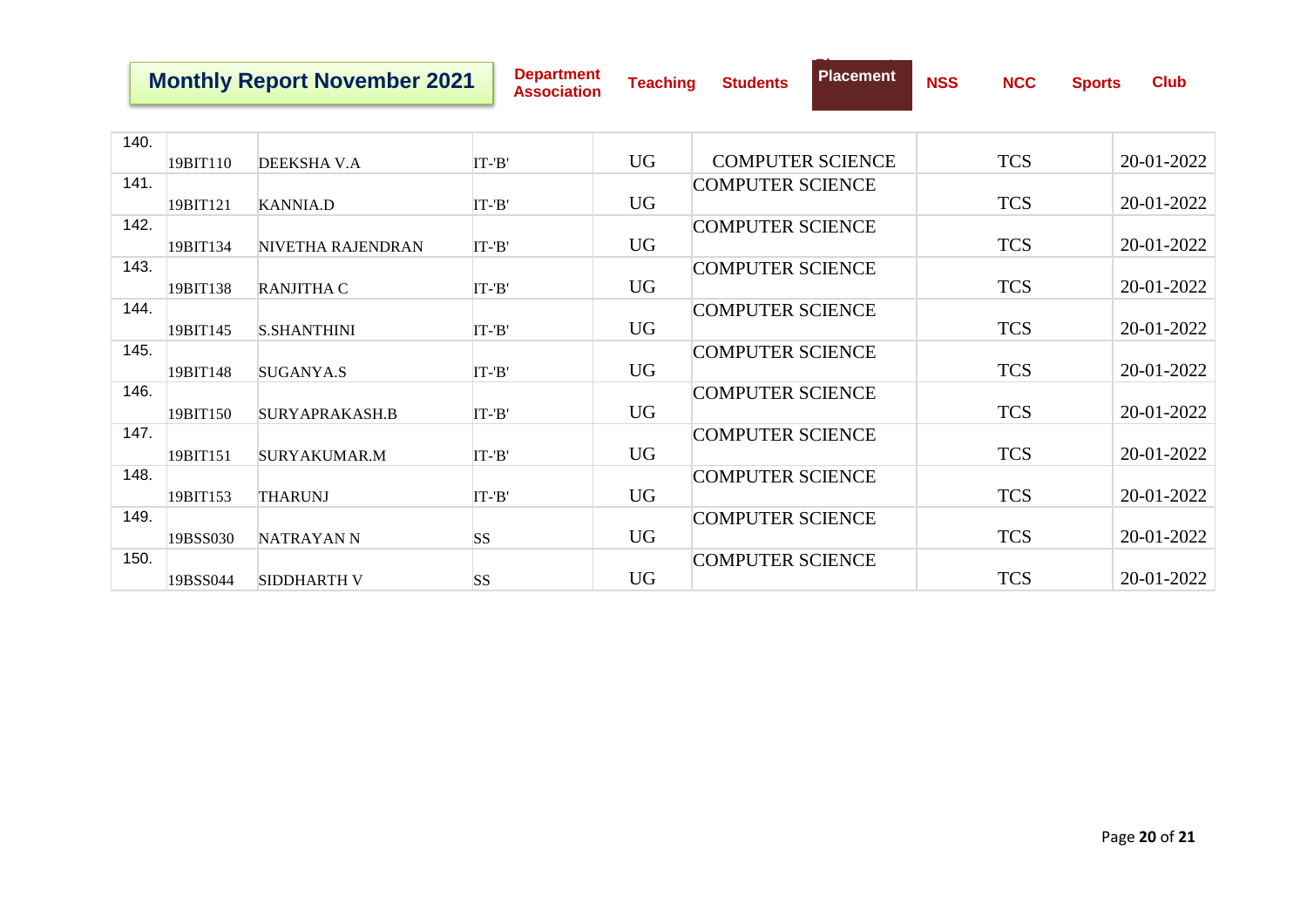| | | | | | | | |
|---|---|---|---|---|---|---|---|
| 140. | 19BIT110 | DEEKSHA V.A | IT-'B' | UG | COMPUTER SCIENCE | TCS | 20-01-2022 |
| 141. | 19BIT121 | KANNIA.D | IT-'B' | UG | COMPUTER SCIENCE | TCS | 20-01-2022 |
| 142. | 19BIT134 | NIVETHA RAJENDRAN | IT-'B' | UG | COMPUTER SCIENCE | TCS | 20-01-2022 |
| 143. | 19BIT138 | RANJITHA C | IT-'B' | UG | COMPUTER SCIENCE | TCS | 20-01-2022 |
| 144. | 19BIT145 | S.SHANTHINI | IT-'B' | UG | COMPUTER SCIENCE | TCS | 20-01-2022 |
| 145. | 19BIT148 | SUGANYA.S | IT-'B' | UG | COMPUTER SCIENCE | TCS | 20-01-2022 |
| 146. | 19BIT150 | SURYAPRAKASH.B | IT-'B' | UG | COMPUTER SCIENCE | TCS | 20-01-2022 |
| 147. | 19BIT151 | SURYAKUMAR.M | IT-'B' | UG | COMPUTER SCIENCE | TCS | 20-01-2022 |
| 148. | 19BIT153 | THARUNJ | IT-'B' | UG | COMPUTER SCIENCE | TCS | 20-01-2022 |
| 149. | 19BSS030 | NATRAYAN N | SS | UG | COMPUTER SCIENCE | TCS | 20-01-2022 |
| 150. | 19BSS044 | SIDDHARTH V | SS | UG | COMPUTER SCIENCE | TCS | 20-01-2022 |